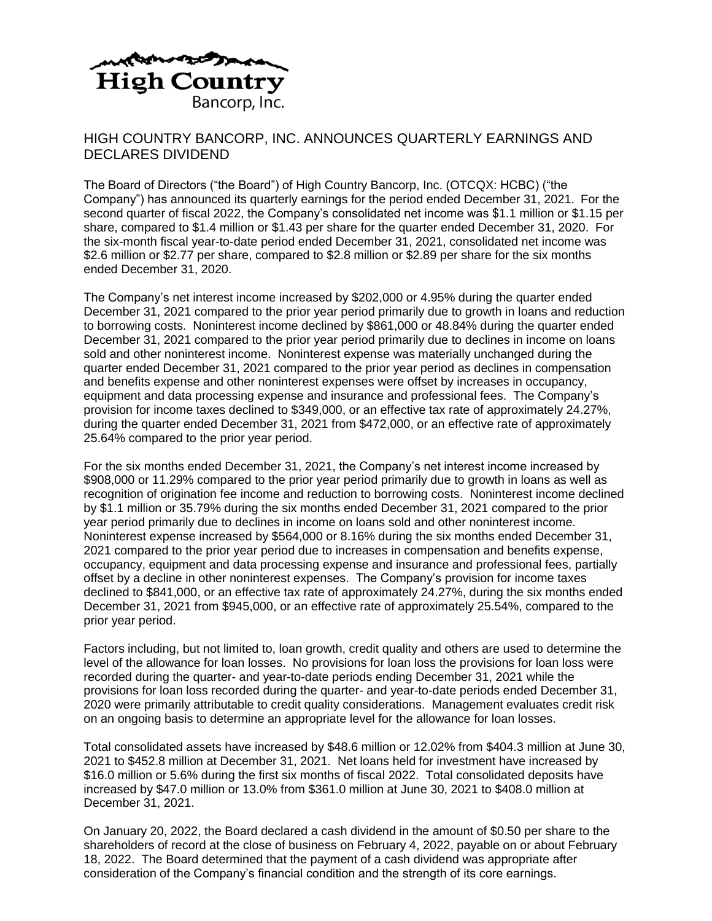High Country
Bancorp, Inc.

# HIGH COUNTRY BANCORP, INC. ANNOUNCES QUARTERLY EARNINGS AND DECLARES DIVIDEND

The Board of Directors ("the Board") of High Country Bancorp, Inc. (OTCQX: HCBC) ("the Company") has announced its quarterly earnings for the period ended December 31, 2021. For the second quarter of fiscal 2022, the Company's consolidated net income was $1.1 million or $1.15 per share, compared to $1.4 million or $1.43 per share for the quarter ended December 31, 2020. For the six-month fiscal year-to-date period ended December 31, 2021, consolidated net income was $2.6 million or $2.77 per share, compared to $2.8 million or $2.89 per share for the six months ended December 31, 2020.

The Company's net interest income increased by $202,000 or 4.95% during the quarter ended December 31, 2021 compared to the prior year period primarily due to growth in loans and reduction to borrowing costs. Noninterest income declined by $861,000 or 48.84% during the quarter ended December 31, 2021 compared to the prior year period primarily due to declines in income on loans sold and other noninterest income. Noninterest expense was materially unchanged during the quarter ended December 31, 2021 compared to the prior year period as declines in compensation and benefits expense and other noninterest expenses were offset by increases in occupancy, equipment and data processing expense and insurance and professional fees. The Company's provision for income taxes declined to $349,000, or an effective tax rate of approximately 24.27%, during the quarter ended December 31, 2021 from $472,000, or an effective rate of approximately 25.64% compared to the prior year period.

For the six months ended December 31, 2021, the Company's net interest income increased by $908,000 or 11.29% compared to the prior year period primarily due to growth in loans as well as recognition of origination fee income and reduction to borrowing costs. Noninterest income declined by $1.1 million or 35.79% during the six months ended December 31, 2021 compared to the prior year period primarily due to declines in income on loans sold and other noninterest income. Noninterest expense increased by $564,000 or 8.16% during the six months ended December 31, 2021 compared to the prior year period due to increases in compensation and benefits expense, occupancy, equipment and data processing expense and insurance and professional fees, partially offset by a decline in other noninterest expenses. The Company's provision for income taxes declined to $841,000, or an effective tax rate of approximately 24.27%, during the six months ended December 31, 2021 from $945,000, or an effective rate of approximately 25.54%, compared to the prior year period.

Factors including, but not limited to, loan growth, credit quality and others are used to determine the level of the allowance for loan losses. No provisions for loan loss the provisions for loan loss were recorded during the quarter- and year-to-date periods ending December 31, 2021 while the provisions for loan loss recorded during the quarter- and year-to-date periods ended December 31, 2020 were primarily attributable to credit quality considerations. Management evaluates credit risk on an ongoing basis to determine an appropriate level for the allowance for loan losses.

Total consolidated assets have increased by $48.6 million or 12.02% from $404.3 million at June 30, 2021 to $452.8 million at December 31, 2021. Net loans held for investment have increased by $16.0 million or 5.6% during the first six months of fiscal 2022. Total consolidated deposits have increased by $47.0 million or 13.0% from $361.0 million at June 30, 2021 to $408.0 million at December 31, 2021.

On January 20, 2022, the Board declared a cash dividend in the amount of $0.50 per share to the shareholders of record at the close of business on February 4, 2022, payable on or about February 18, 2022. The Board determined that the payment of a cash dividend was appropriate after consideration of the Company's financial condition and the strength of its core earnings.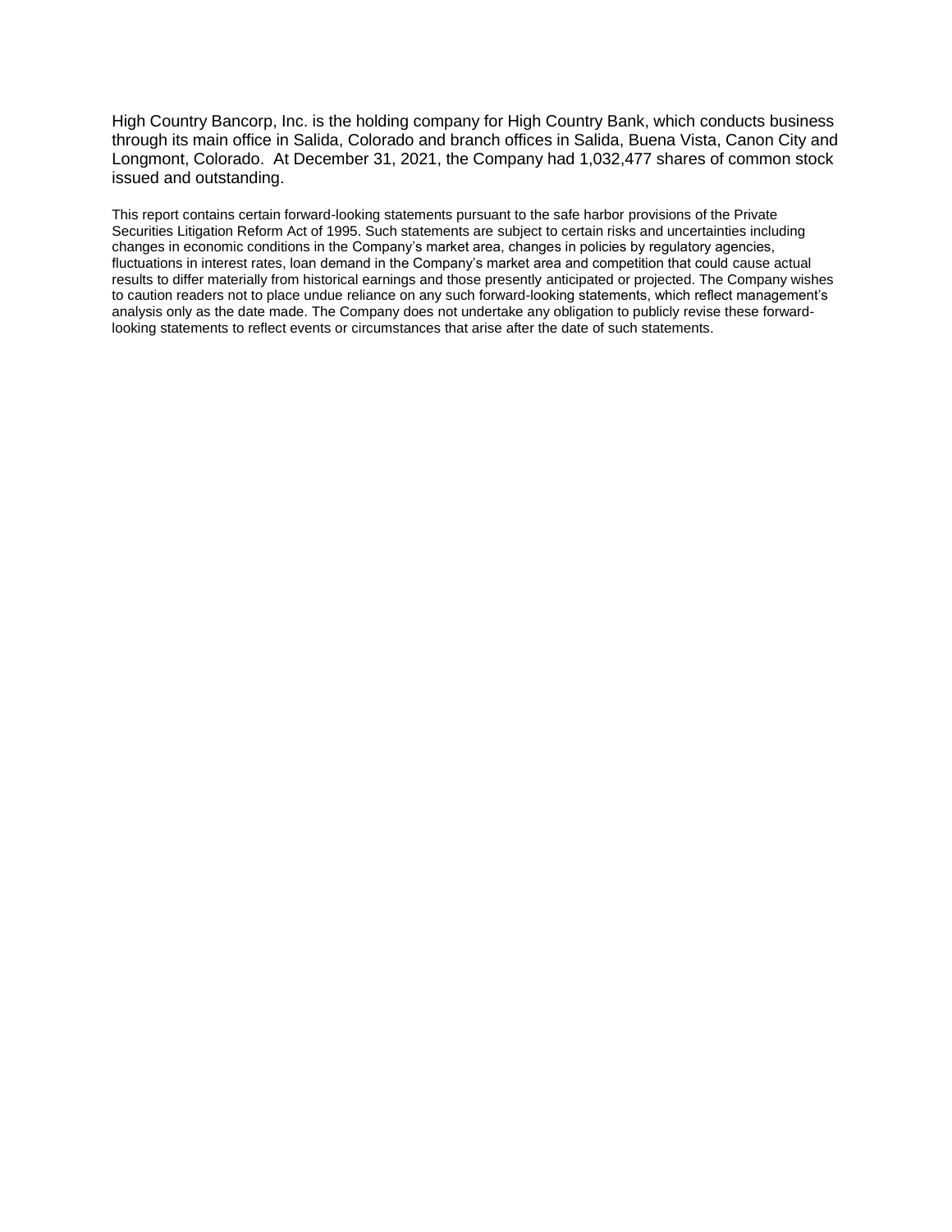High Country Bancorp, Inc. is the holding company for High Country Bank, which conducts business through its main office in Salida, Colorado and branch offices in Salida, Buena Vista, Canon City and Longmont, Colorado. At December 31, 2021, the Company had 1,032,477 shares of common stock issued and outstanding.

This report contains certain forward-looking statements pursuant to the safe harbor provisions of the Private Securities Litigation Reform Act of 1995. Such statements are subject to certain risks and uncertainties including changes in economic conditions in the Company's market area, changes in policies by regulatory agencies, fluctuations in interest rates, loan demand in the Company's market area and competition that could cause actual results to differ materially from historical earnings and those presently anticipated or projected. The Company wishes to caution readers not to place undue reliance on any such forward-looking statements, which reflect management's analysis only as the date made. The Company does not undertake any obligation to publicly revise these forward-looking statements to reflect events or circumstances that arise after the date of such statements.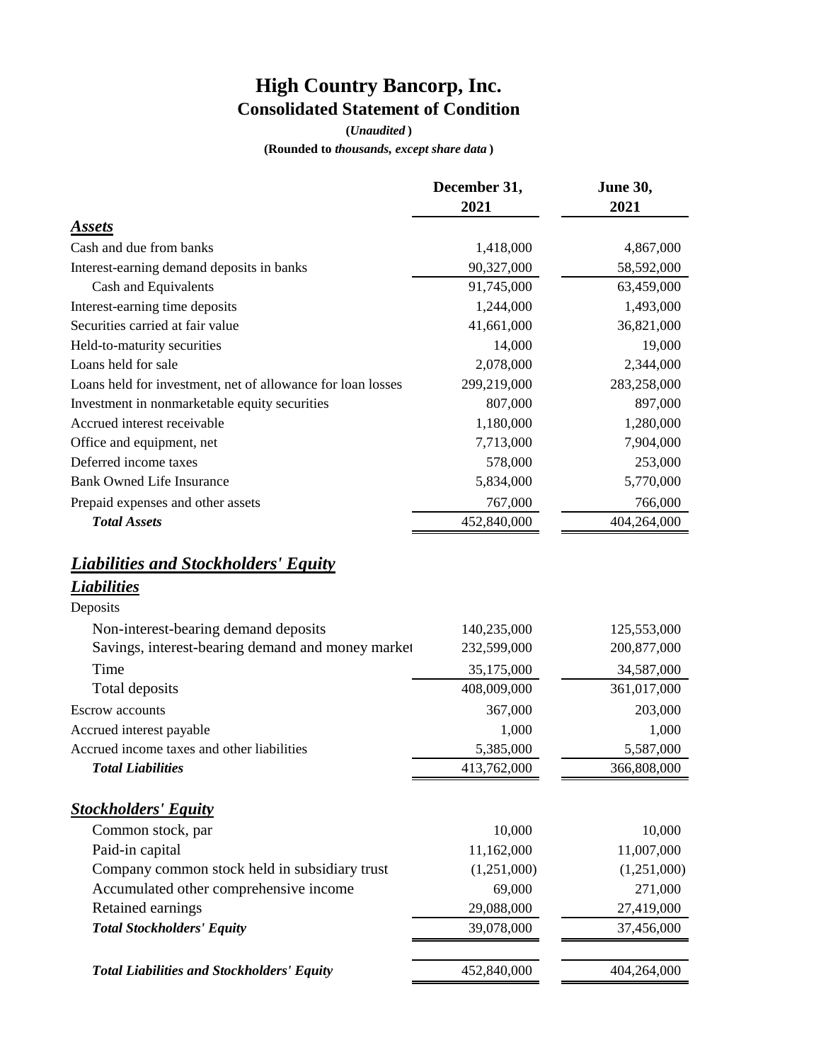# High Country Bancorp, Inc.

## Consolidated Statement of Condition

**(*Unaudited*)**

**(Rounded to *thousands, except share data*)**

| | December 31, 2021 | June 30, 2021 |
|---|---|---|
| ***Assets*** | | |
| Cash and due from banks | 1,418,000 | 4,867,000 |
| Interest-earning demand deposits in banks | 90,327,000 | 58,592,000 |
| Cash and Equivalents | 91,745,000 | 63,459,000 |
| Interest-earning time deposits | 1,244,000 | 1,493,000 |
| Securities carried at fair value | 41,661,000 | 36,821,000 |
| Held-to-maturity securities | 14,000 | 19,000 |
| Loans held for sale | 2,078,000 | 2,344,000 |
| Loans held for investment, net of allowance for loan losses | 299,219,000 | 283,258,000 |
| Investment in nonmarketable equity securities | 807,000 | 897,000 |
| Accrued interest receivable | 1,180,000 | 1,280,000 |
| Office and equipment, net | 7,713,000 | 7,904,000 |
| Deferred income taxes | 578,000 | 253,000 |
| Bank Owned Life Insurance | 5,834,000 | 5,770,000 |
| Prepaid expenses and other assets | 767,000 | 766,000 |
| ***Total Assets*** | 452,840,000 | 404,264,000 |
| ***Liabilities and Stockholders' Equity*** | | |
| ***Liabilities*** | | |
| Deposits | | |
| Non-interest-bearing demand deposits | 140,235,000 | 125,553,000 |
| Savings, interest-bearing demand and money market | 232,599,000 | 200,877,000 |
| Time | 35,175,000 | 34,587,000 |
| Total deposits | 408,009,000 | 361,017,000 |
| Escrow accounts | 367,000 | 203,000 |
| Accrued interest payable | 1,000 | 1,000 |
| Accrued income taxes and other liabilities | 5,385,000 | 5,587,000 |
| ***Total Liabilities*** | 413,762,000 | 366,808,000 |
| ***Stockholders' Equity*** | | |
| Common stock, par | 10,000 | 10,000 |
| Paid-in capital | 11,162,000 | 11,007,000 |
| Company common stock held in subsidiary trust | (1,251,000) | (1,251,000) |
| Accumulated other comprehensive income | 69,000 | 271,000 |
| Retained earnings | 29,088,000 | 27,419,000 |
| ***Total Stockholders' Equity*** | 39,078,000 | 37,456,000 |
| ***Total Liabilities and Stockholders' Equity*** | 452,840,000 | 404,264,000 |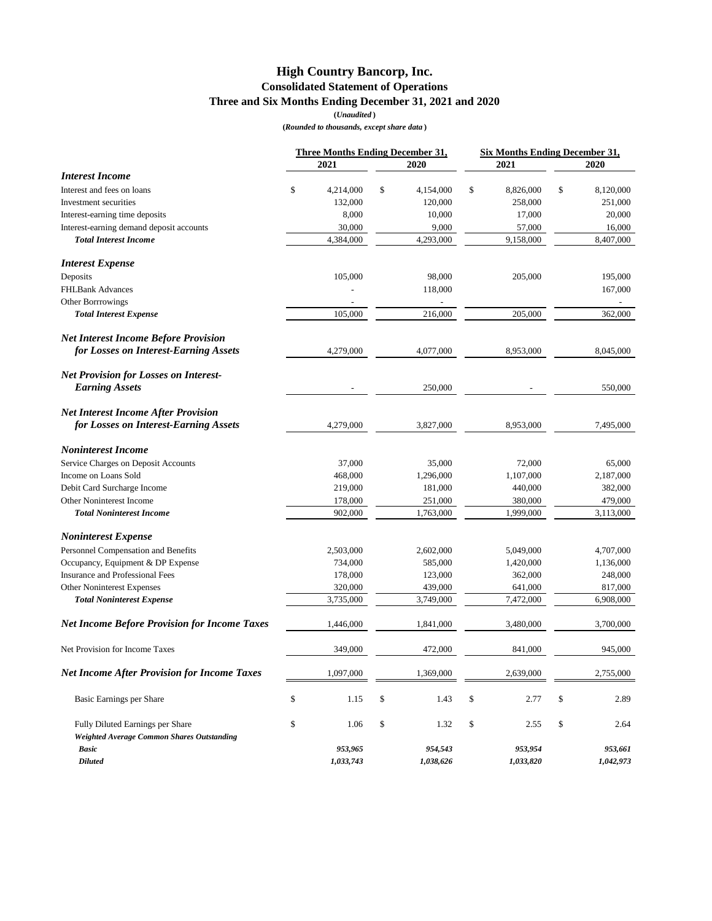# High Country Bancorp, Inc.

## Consolidated Statement of Operations

### Three and Six Months Ending December 31, 2021 and 2020

**(*Unaudited*)**

**(*Rounded to thousands, except share data*)**

| | Three Months Ending December 31, | | Six Months Ending December 31, | |
|---|---|---|---|---|
| | 2021 | 2020 | 2021 | 2020 |
| ***Interest Income*** | | | | |
| Interest and fees on loans | $ 4,214,000 | $ 4,154,000 | $ 8,826,000 | $ 8,120,000 |
| Investment securities | 132,000 | 120,000 | 258,000 | 251,000 |
| Interest-earning time deposits | 8,000 | 10,000 | 17,000 | 20,000 |
| Interest-earning demand deposit accounts | 30,000 | 9,000 | 57,000 | 16,000 |
| ***Total Interest Income*** | 4,384,000 | 4,293,000 | 9,158,000 | 8,407,000 |
| ***Interest Expense*** | | | | |
| Deposits | 105,000 | 98,000 | 205,000 | 195,000 |
| FHLBank Advances | - | 118,000 | | 167,000 |
| Other Borrrowings | - | - | | - |
| ***Total Interest Expense*** | 105,000 | 216,000 | 205,000 | 362,000 |
| ***Net Interest Income Before Provision for Losses on Interest-Earning Assets*** | 4,279,000 | 4,077,000 | 8,953,000 | 8,045,000 |
| ***Net Provision for Losses on Interest-Earning Assets*** | - | 250,000 | - | 550,000 |
| ***Net Interest Income After Provision for Losses on Interest-Earning Assets*** | 4,279,000 | 3,827,000 | 8,953,000 | 7,495,000 |
| ***Noninterest Income*** | | | | |
| Service Charges on Deposit Accounts | 37,000 | 35,000 | 72,000 | 65,000 |
| Income on Loans Sold | 468,000 | 1,296,000 | 1,107,000 | 2,187,000 |
| Debit Card Surcharge Income | 219,000 | 181,000 | 440,000 | 382,000 |
| Other Noninterest Income | 178,000 | 251,000 | 380,000 | 479,000 |
| ***Total Noninterest Income*** | 902,000 | 1,763,000 | 1,999,000 | 3,113,000 |
| ***Noninterest Expense*** | | | | |
| Personnel Compensation and Benefits | 2,503,000 | 2,602,000 | 5,049,000 | 4,707,000 |
| Occupancy, Equipment & DP Expense | 734,000 | 585,000 | 1,420,000 | 1,136,000 |
| Insurance and Professional Fees | 178,000 | 123,000 | 362,000 | 248,000 |
| Other Noninterest Expenses | 320,000 | 439,000 | 641,000 | 817,000 |
| ***Total Noninterest Expense*** | 3,735,000 | 3,749,000 | 7,472,000 | 6,908,000 |
| ***Net Income Before Provision for Income Taxes*** | 1,446,000 | 1,841,000 | 3,480,000 | 3,700,000 |
| Net Provision for Income Taxes | 349,000 | 472,000 | 841,000 | 945,000 |
| ***Net Income After Provision for Income Taxes*** | 1,097,000 | 1,369,000 | 2,639,000 | 2,755,000 |
| Basic Earnings per Share | $ 1.15 | $ 1.43 | $ 2.77 | $ 2.89 |
| Fully Diluted Earnings per Share | $ 1.06 | $ 1.32 | $ 2.55 | $ 2.64 |
| ***Weighted Average Common Shares Outstanding*** | | | | |
| ***Basic*** | *953,965* | *954,543* | *953,954* | *953,661* |
| ***Diluted*** | *1,033,743* | *1,038,626* | *1,033,820* | *1,042,973* |